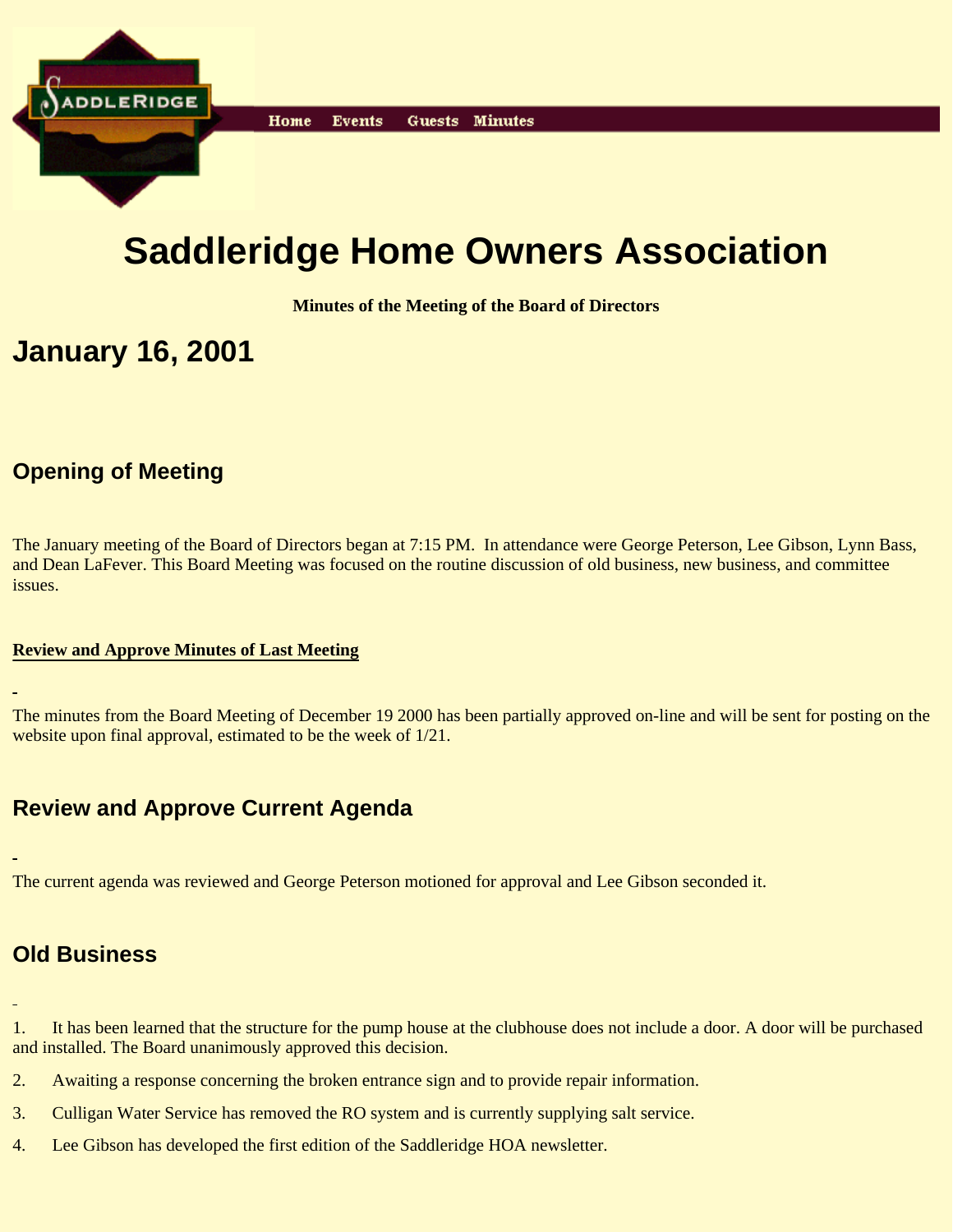Home Events Guests Minutes

# Saddleridge Home Owners Association

**Minutes of the Meeting of the Board of Directors**

# January 16, 2001

## Opening of Meeting

The January meeting of the Board of Directors began at 7:15 PM.  In attendance were George Peterson, Lee Gibson, Lynn Bass, and Dean LaFever. This Board Meeting was focused on the routine discussion of old business, new business, and committee issues.

**Review and Approve Minutes of Last Meeting**

The minutes from the Board Meeting of December 19 2000 has been partially approved on-line and will be sent for posting on the website upon final approval, estimated to be the week of 1/21.

## Review and Approve Current Agenda

The current agenda was reviewed and George Peterson motioned for approval and Lee Gibson seconded it.

## Old Business

1. It has been learned that the structure for the pump house at the clubhouse does not include a door. A door will be purchased and installed. The Board unanimously approved this decision.
2. Awaiting a response concerning the broken entrance sign and to provide repair information.
3. Culligan Water Service has removed the RO system and is currently supplying salt service.
4. Lee Gibson has developed the first edition of the Saddleridge HOA newsletter.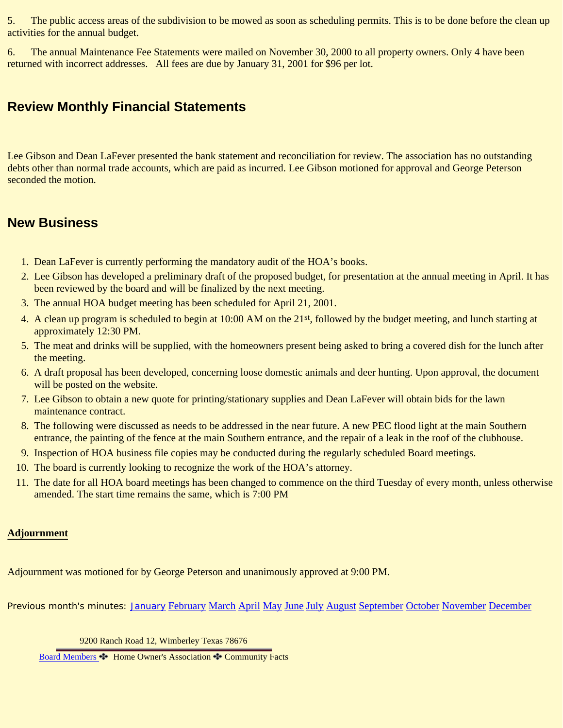5. The public access areas of the subdivision to be mowed as soon as scheduling permits. This is to be done before the clean up activities for the annual budget.

6. The annual Maintenance Fee Statements were mailed on November 30, 2000 to all property owners. Only 4 have been returned with incorrect addresses. All fees are due by January 31, 2001 for $96 per lot.

## Review Monthly Financial Statements

Lee Gibson and Dean LaFever presented the bank statement and reconciliation for review. The association has no outstanding debts other than normal trade accounts, which are paid as incurred. Lee Gibson motioned for approval and George Peterson seconded the motion.

## New Business

1. Dean LaFever is currently performing the mandatory audit of the HOA's books.
2. Lee Gibson has developed a preliminary draft of the proposed budget, for presentation at the annual meeting in April. It has been reviewed by the board and will be finalized by the next meeting.
3. The annual HOA budget meeting has been scheduled for April 21, 2001.
4. A clean up program is scheduled to begin at 10:00 AM on the 21st, followed by the budget meeting, and lunch starting at approximately 12:30 PM.
5. The meat and drinks will be supplied, with the homeowners present being asked to bring a covered dish for the lunch after the meeting.
6. A draft proposal has been developed, concerning loose domestic animals and deer hunting. Upon approval, the document will be posted on the website.
7. Lee Gibson to obtain a new quote for printing/stationary supplies and Dean LaFever will obtain bids for the lawn maintenance contract.
8. The following were discussed as needs to be addressed in the near future. A new PEC flood light at the main Southern entrance, the painting of the fence at the main Southern entrance, and the repair of a leak in the roof of the clubhouse.
9. Inspection of HOA business file copies may be conducted during the regularly scheduled Board meetings.
10. The board is currently looking to recognize the work of the HOA's attorney.
11. The date for all HOA board meetings has been changed to commence on the third Tuesday of every month, unless otherwise amended. The start time remains the same, which is 7:00 PM

**Adjournment**

Adjournment was motioned for by George Peterson and unanimously approved at 9:00 PM.

Previous month's minutes: January February March April May June July August September October November December

9200 Ranch Road 12, Wimberley Texas 78676

Board Members ✤ Home Owner's Association ✤ Community Facts